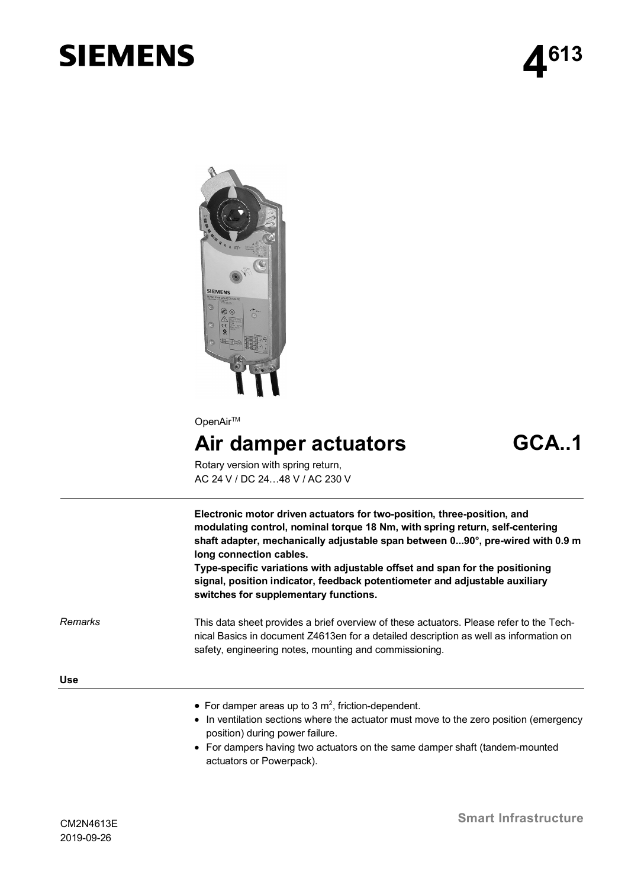# SIEMENS

**4**613

OpenAir™

# Air damper actuators

## GCA..1

Rotary version with spring return,
AC 24 V / DC 24…48 V / AC 230 V

**Electronic motor driven actuators for two-position, three-position, and modulating control, nominal torque 18 Nm, with spring return, self-centering shaft adapter, mechanically adjustable span between 0...90°, pre-wired with 0.9 m long connection cables.**
**Type-specific variations with adjustable offset and span for the positioning signal, position indicator, feedback potentiometer and adjustable auxiliary switches for supplementary functions.**

*Remarks*

This data sheet provides a brief overview of these actuators. Please refer to the Technical Basics in document Z4613en for a detailed description as well as information on safety, engineering notes, mounting and commissioning.

## Use

- For damper areas up to 3 $m^2$, friction-dependent.
- In ventilation sections where the actuator must move to the zero position (emergency position) during power failure.
- For dampers having two actuators on the same damper shaft (tandem-mounted actuators or Powerpack).

CM2N4613E
2019-09-26

Smart Infrastructure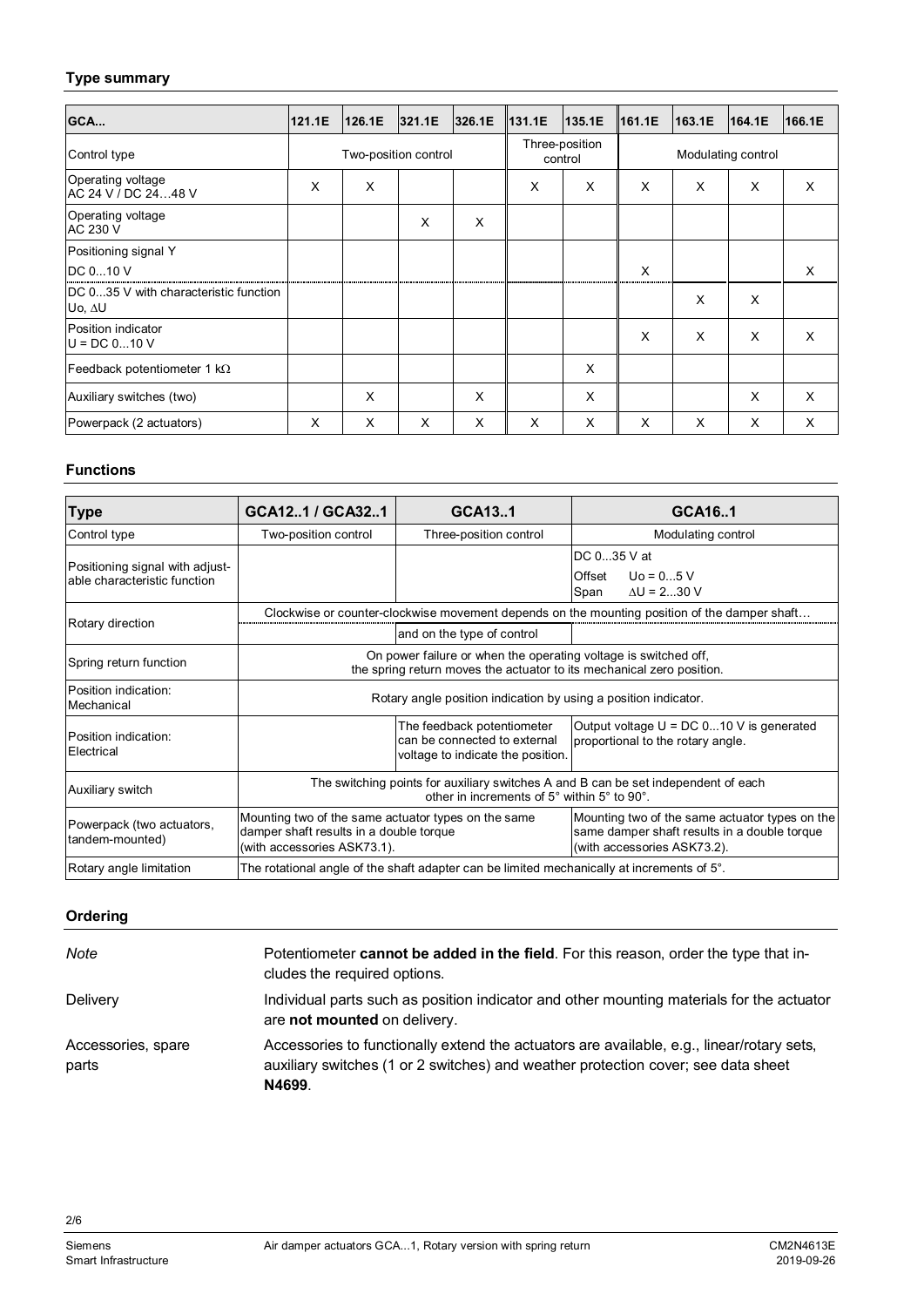### Type summary

| GCA... | 121.1E | 126.1E | 321.1E | 326.1E | 131.1E | 135.1E | 161.1E | 163.1E | 164.1E | 166.1E |
|---|---|---|---|---|---|---|---|---|---|---|
| Control type | Two-position control | | | | Three-position control | | Modulating control | | | |
| Operating voltage AC 24 V / DC 24…48 V | X | X | | | X | X | X | X | X | X |
| Operating voltage AC 230 V | | | X | X | | | | | | |
| Positioning signal Y DC 0...10 V | | | | | | | X | | | X |
| DC 0...35 V with characteristic function Uo, ∆U | | | | | | | | X | X | |
| Position indicator U = DC 0...10 V | | | | | | | X | X | X | X |
| Feedback potentiometer 1 kΩ | | | | | | X | | | | |
| Auxiliary switches (two) | | X | | X | | X | | | X | X |
| Powerpack (2 actuators) | X | X | X | X | X | X | X | X | X | X |

### Functions

| Type | GCA12..1 / GCA32..1 | GCA13..1 | GCA16..1 |
|---|---|---|---|
| Control type | Two-position control | Three-position control | Modulating control |
| Positioning signal with adjustable characteristic function | | | DC 0...35 V at<br>Offset Uo = 0...5 V<br>Span ∆U = 2...30 V |
| Rotary direction | Clockwise or counter-clockwise movement depends on the mounting position of the damper shaft… | | |
| | | and on the type of control | |
| Spring return function | On power failure or when the operating voltage is switched off, the spring return moves the actuator to its mechanical zero position. | | |
| Position indication: Mechanical | Rotary angle position indication by using a position indicator. | | |
| Position indication: Electrical | | The feedback potentiometer can be connected to external voltage to indicate the position. | Output voltage U = DC 0...10 V is generated proportional to the rotary angle. |
| Auxiliary switch | The switching points for auxiliary switches A and B can be set independent of each other in increments of 5° within 5° to 90°. | | |
| Powerpack (two actuators, tandem-mounted) | Mounting two of the same actuator types on the same damper shaft results in a double torque (with accessories ASK73.1). | | Mounting two of the same actuator types on the same damper shaft results in a double torque (with accessories ASK73.2). |
| Rotary angle limitation | The rotational angle of the shaft adapter can be limited mechanically at increments of 5°. | | |

### Ordering

*Note*
Potentiometer **cannot be added in the field**. For this reason, order the type that includes the required options.

Delivery
Individual parts such as position indicator and other mounting materials for the actuator are **not mounted** on delivery.

Accessories, spare parts
Accessories to functionally extend the actuators are available, e.g., linear/rotary sets, auxiliary switches (1 or 2 switches) and weather protection cover; see data sheet **N4699**.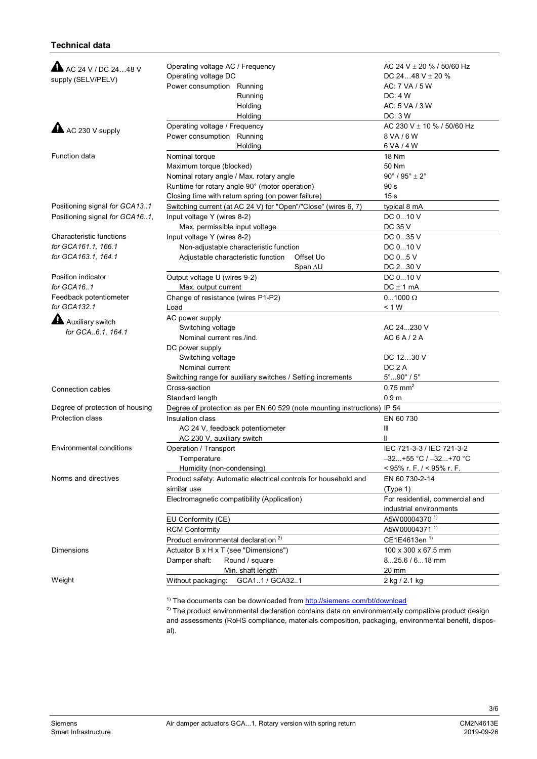## Technical data

| | | |
|---|---|---|
| ⚠ AC 24 V / DC 24…48 V supply (SELV/PELV) | Operating voltage AC / Frequency | AC 24 V ± 20 % / 50/60 Hz |
| | Operating voltage DC | DC 24…48 V ± 20 % |
| | Power consumption Running | AC: 7 VA / 5 W |
| | Running | DC: 4 W |
| | Holding | AC: 5 VA / 3 W |
| | Holding | DC: 3 W |
| ⚠ AC 230 V supply | Operating voltage / Frequency | AC 230 V ± 10 % / 50/60 Hz |
| | Power consumption Running | 8 VA / 6 W |
| | Holding | 6 VA / 4 W |
| Function data | Nominal torque | 18 Nm |
| | Maximum torque (blocked) | 50 Nm |
| | Nominal rotary angle / Max. rotary angle | 90° / 95° ± 2° |
| | Runtime for rotary angle 90° (motor operation) | 90 s |
| | Closing time with return spring (on power failure) | 15 s |
| Positioning signal *for GCA13..1* | Switching current (at AC 24 V) for "Open"/"Close" (wires 6, 7) | typical 8 mA |
| Positioning signal *for GCA16..1,* | Input voltage Y (wires 8-2) | DC 0...10 V |
| | Max. permissible input voltage | DC 35 V |
| Characteristic functions | Input voltage Y (wires 8-2) | DC 0...35 V |
| *for GCA161.1, 166.1* | Non-adjustable characteristic function | DC 0...10 V |
| *for GCA163.1, 164.1* | Adjustable characteristic function Offset Uo | DC 0...5 V |
| | Span ∆U | DC 2...30 V |
| Position indicator | Output voltage U (wires 9-2) | DC 0...10 V |
| *for GCA16..1* | Max. output current | DC ± 1 mA |
| Feedback potentiometer | Change of resistance (wires P1-P2) | 0...1000 Ω |
| *for GCA132.1* | Load | < 1 W |
| ⚠ Auxiliary switch *for GCA..6.1, 164.1* | AC power supply | |
| | Switching voltage | AC 24...230 V |
| | Nominal current res./ind. | AC 6 A / 2 A |
| | DC power supply | |
| | Switching voltage | DC 12…30 V |
| | Nominal current | DC 2 A |
| | Switching range for auxiliary switches / Setting increments | 5°...90° / 5° |
| Connection cables | Cross-section | 0.75 $mm^2$ |
| | Standard length | 0.9 m |
| Degree of protection of housing | Degree of protection as per EN 60 529 (note mounting instructions) | IP 54 |
| Protection class | Insulation class | EN 60 730 |
| | AC 24 V, feedback potentiometer | III |
| | AC 230 V, auxiliary switch | II |
| Environmental conditions | Operation / Transport | IEC 721-3-3 / IEC 721-3-2 |
| | Temperature | –32...+55 °C / –32...+70 °C |
| | Humidity (non-condensing) | < 95% r. F. / < 95% r. F. |
| Norms and directives | Product safety: Automatic electrical controls for household and similar use | EN 60 730-2-14 (Type 1) |
| | Electromagnetic compatibility (Application) | For residential, commercial and industrial environments |
| | EU Conformity (CE) | A5W00004370 [1] |
| | RCM Conformity | A5W00004371 [1] |
| | Product environmental declaration [2] | CE1E4613en [1] |
| Dimensions | Actuator B x H x T (see "Dimensions") | 100 x 300 x 67.5 mm |
| | Damper shaft: Round / square | 8...25.6 / 6...18 mm |
| | Min. shaft length | 20 mm |
| Weight | Without packaging: GCA1..1 / GCA32..1 | 2 kg / 2.1 kg |

[1] The documents can be downloaded from http://siemens.com/bt/download

[2] The product environmental declaration contains data on environmentally compatible product design and assessments (RoHS compliance, materials composition, packaging, environmental benefit, disposal).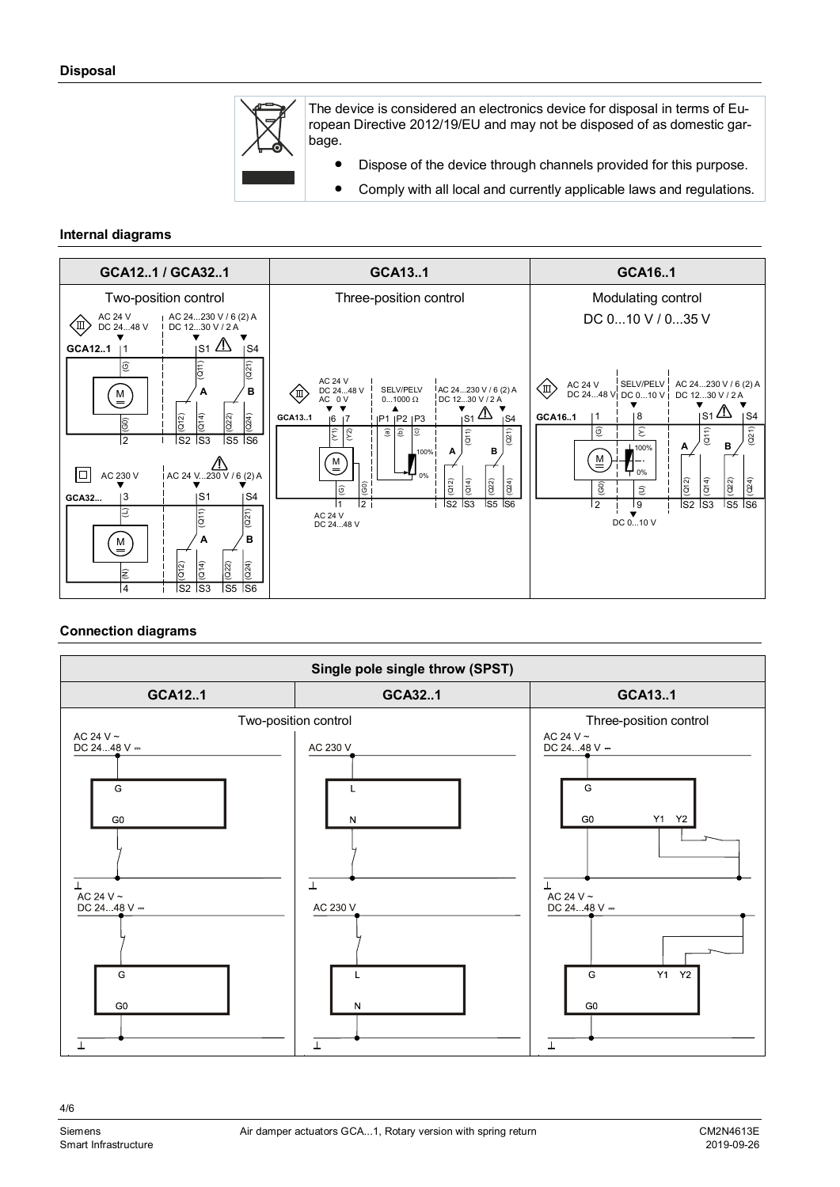## Disposal

The device is considered an electronics device for disposal in terms of European Directive 2012/19/EU and may not be disposed of as domestic garbage.

- Dispose of the device through channels provided for this purpose.
- Comply with all local and currently applicable laws and regulations.

## Internal diagrams

| GCA12..1 / GCA32..1 | GCA13..1 | GCA16..1 |
|---|---|---|
| Two-position control | Three-position control | Modulating control DC 0...10 V / 0...35 V |

GCA12..1: AC 24 V / DC 24...48 V; AC 24...230 V / 6 (2) A / DC 12...30 V / 2 A; terminals 1 (G), 2 (G0), S1 (Q11), S2 (Q12), S3 (Q14), S4 (Q21), S5 (Q22), S6 (Q24); switches A, B.

GCA32...: AC 230 V; AC 24 V...230 V / 6 (2) A; terminals 3 (L), 4 (N), S1 (Q11), S2 (Q12), S3 (Q14), S4 (Q21), S5 (Q22), S6 (Q24); switches A, B.

GCA13..1: AC 24 V / DC 24...48 V / AC 0 V; SELV/PELV 0...1000 Ω; AC 24...230 V / 6 (2) A / DC 12...30 V / 2 A; terminals 6 (Y1), 7 (Y2), P1 (a), P2 (b), P3 (c), 1 (G), 2 (G0), S1 (Q11), S2 (Q12), S3 (Q14), S4 (Q21), S5 (Q22), S6 (Q24); 100%, 0%; AC 24 V / DC 24...48 V.

GCA16..1: AC 24 V / DC 24...48 V; SELV/PELV DC 0...10 V; AC 24...230 V / 6 (2) A / DC 12...30 V / 2 A; terminals 1 (G), 2 (G0), 8 (Y), 9 (U), S1 (Q11), S2 (Q12), S3 (Q14), S4 (Q21), S5 (Q22), S6 (Q24); 100%, 0%; DC 0...10 V.

## Connection diagrams

| Single pole single throw (SPST) | | |
|---|---|---|
| GCA12..1 | GCA32..1 | GCA13..1 |
| Two-position control | | Three-position control |

GCA12..1: AC 24 V ~ / DC 24...48 V ⎓; G, G0; ⊥

GCA32..1: AC 230 V; L, N; ⊥

GCA13..1: AC 24 V ~ / DC 24...48 V ⎓; G, G0, Y1, Y2; ⊥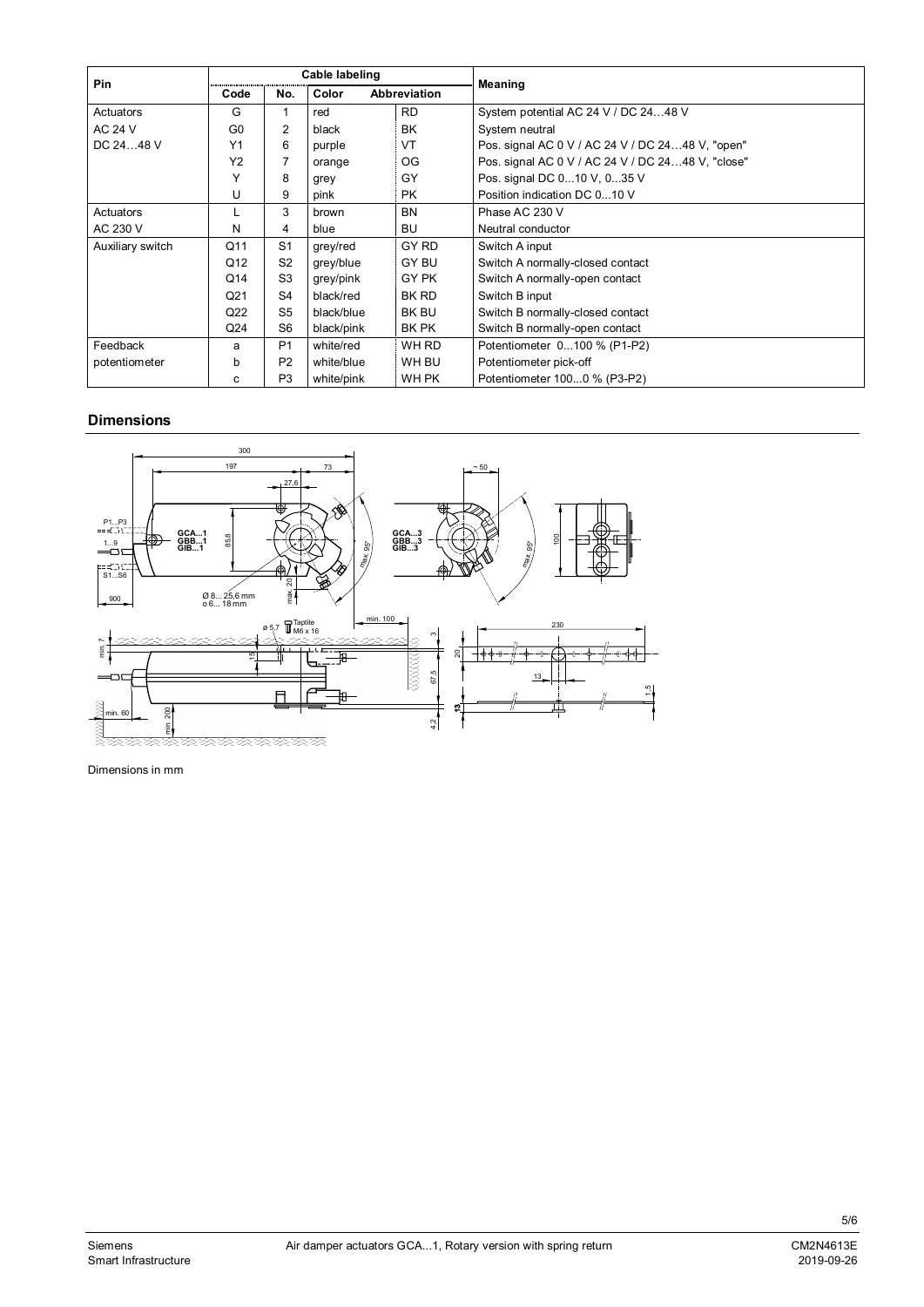| Pin | Cable labeling | | | | Meaning |
|---|---|---|---|---|---|
| | Code | No. | Color | Abbreviation | |
| Actuators | G | 1 | red | RD | System potential AC 24 V / DC 24…48 V |
| AC 24 V | G0 | 2 | black | BK | System neutral |
| DC 24…48 V | Y1 | 6 | purple | VT | Pos. signal AC 0 V / AC 24 V / DC 24…48 V, "open" |
| | Y2 | 7 | orange | OG | Pos. signal AC 0 V / AC 24 V / DC 24…48 V, "close" |
| | Y | 8 | grey | GY | Pos. signal DC 0...10 V, 0...35 V |
| | U | 9 | pink | PK | Position indication DC 0...10 V |
| Actuators | L | 3 | brown | BN | Phase AC 230 V |
| AC 230 V | N | 4 | blue | BU | Neutral conductor |
| Auxiliary switch | Q11 | S1 | grey/red | GY RD | Switch A input |
| | Q12 | S2 | grey/blue | GY BU | Switch A normally-closed contact |
| | Q14 | S3 | grey/pink | GY PK | Switch A normally-open contact |
| | Q21 | S4 | black/red | BK RD | Switch B input |
| | Q22 | S5 | black/blue | BK BU | Switch B normally-closed contact |
| | Q24 | S6 | black/pink | BK PK | Switch B normally-open contact |
| Feedback | a | P1 | white/red | WH RD | Potentiometer 0...100 % (P1-P2) |
| potentiometer | b | P2 | white/blue | WH BU | Potentiometer pick-off |
| | c | P3 | white/pink | WH PK | Potentiometer 100...0 % (P3-P2) |

## Dimensions

Dimensions in mm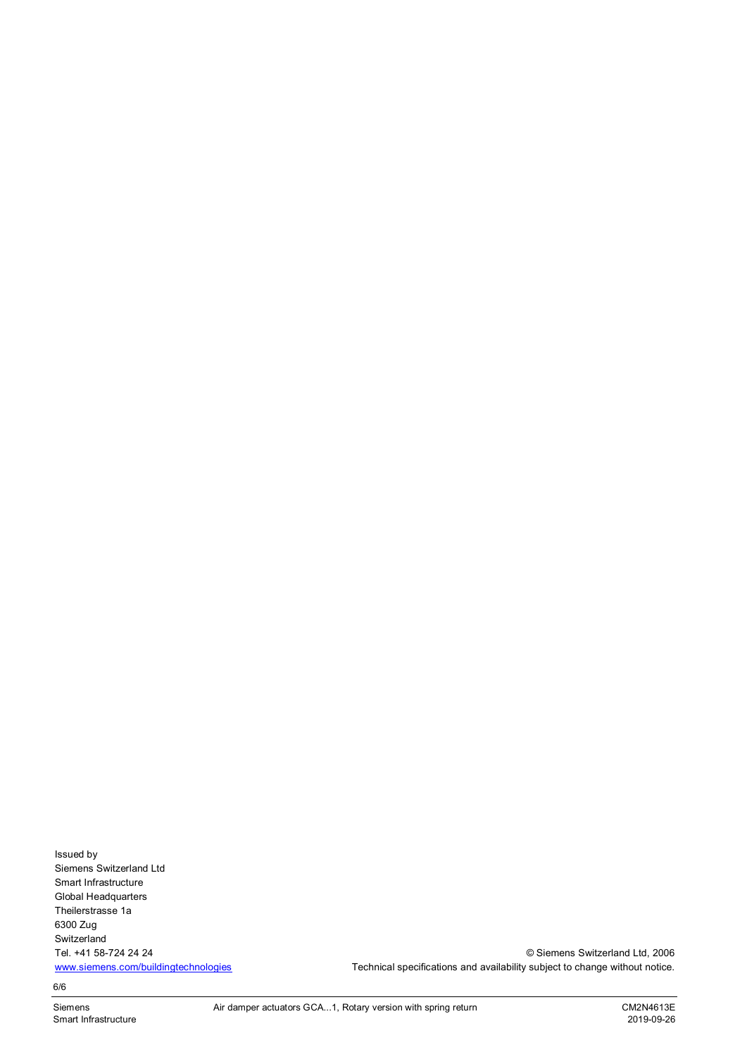Issued by
Siemens Switzerland Ltd
Smart Infrastructure
Global Headquarters
Theilerstrasse 1a
6300 Zug
Switzerland
Tel. +41 58-724 24 24
www.siemens.com/buildingtechnologies

© Siemens Switzerland Ltd, 2006
Technical specifications and availability subject to change without notice.